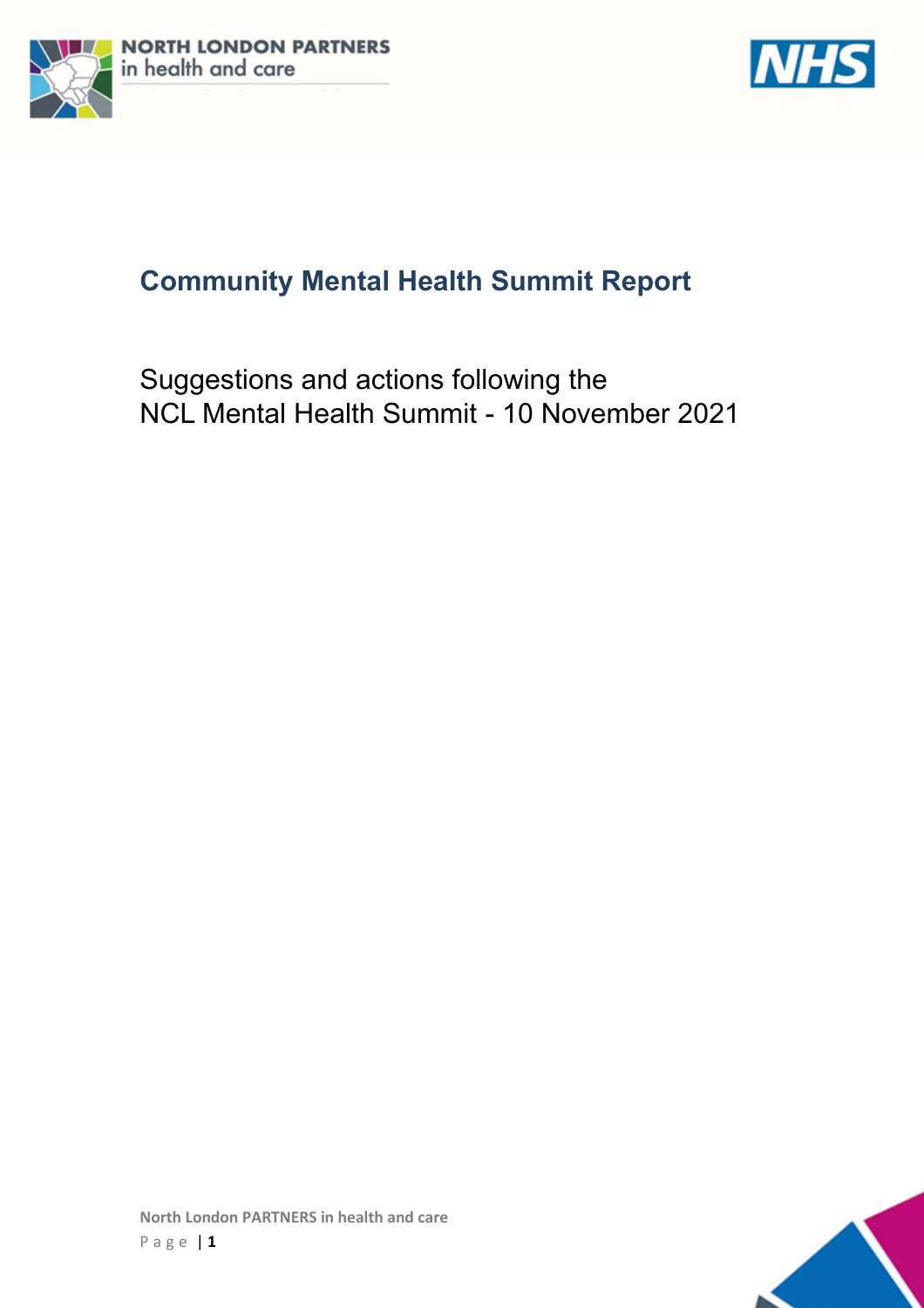# Community Mental Health Summit Report

Suggestions and actions following the NCL Mental Health Summit - 10 November 2021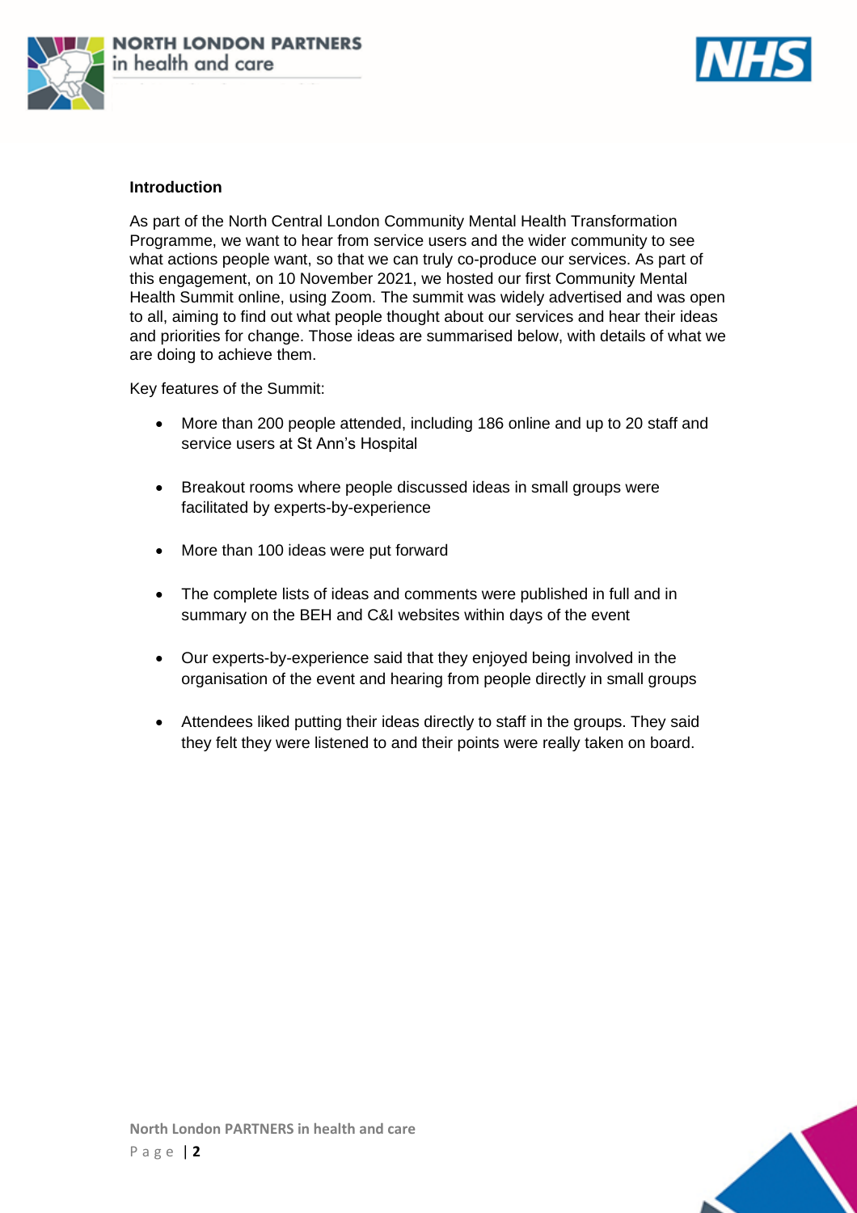## Introduction

As part of the North Central London Community Mental Health Transformation Programme, we want to hear from service users and the wider community to see what actions people want, so that we can truly co-produce our services. As part of this engagement, on 10 November 2021, we hosted our first Community Mental Health Summit online, using Zoom. The summit was widely advertised and was open to all, aiming to find out what people thought about our services and hear their ideas and priorities for change. Those ideas are summarised below, with details of what we are doing to achieve them.

Key features of the Summit:

- More than 200 people attended, including 186 online and up to 20 staff and service users at St Ann's Hospital
- Breakout rooms where people discussed ideas in small groups were facilitated by experts-by-experience
- More than 100 ideas were put forward
- The complete lists of ideas and comments were published in full and in summary on the BEH and C&I websites within days of the event
- Our experts-by-experience said that they enjoyed being involved in the organisation of the event and hearing from people directly in small groups
- Attendees liked putting their ideas directly to staff in the groups. They said they felt they were listened to and their points were really taken on board.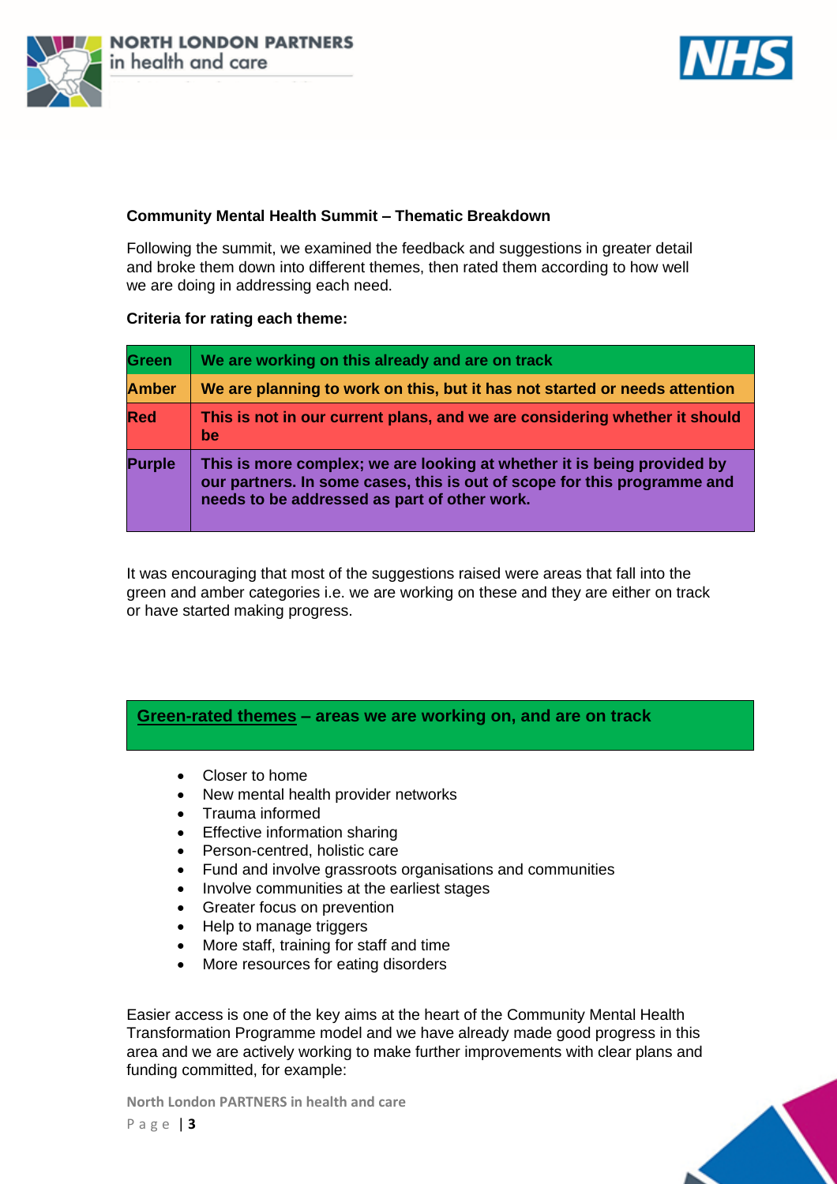**Community Mental Health Summit – Thematic Breakdown**

Following the summit, we examined the feedback and suggestions in greater detail and broke them down into different themes, then rated them according to how well we are doing in addressing each need.

**Criteria for rating each theme:**

| | |
|---|---|
| **Green** | **We are working on this already and are on track** |
| **Amber** | **We are planning to work on this, but it has not started or needs attention** |
| **Red** | **This is not in our current plans, and we are considering whether it should be** |
| **Purple** | **This is more complex; we are looking at whether it is being provided by our partners. In some cases, this is out of scope for this programme and needs to be addressed as part of other work.** |

It was encouraging that most of the suggestions raised were areas that fall into the green and amber categories i.e. we are working on these and they are either on track or have started making progress.

**Green-rated themes – areas we are working on, and are on track**

- Closer to home
- New mental health provider networks
- Trauma informed
- Effective information sharing
- Person-centred, holistic care
- Fund and involve grassroots organisations and communities
- Involve communities at the earliest stages
- Greater focus on prevention
- Help to manage triggers
- More staff, training for staff and time
- More resources for eating disorders

Easier access is one of the key aims at the heart of the Community Mental Health Transformation Programme model and we have already made good progress in this area and we are actively working to make further improvements with clear plans and funding committed, for example: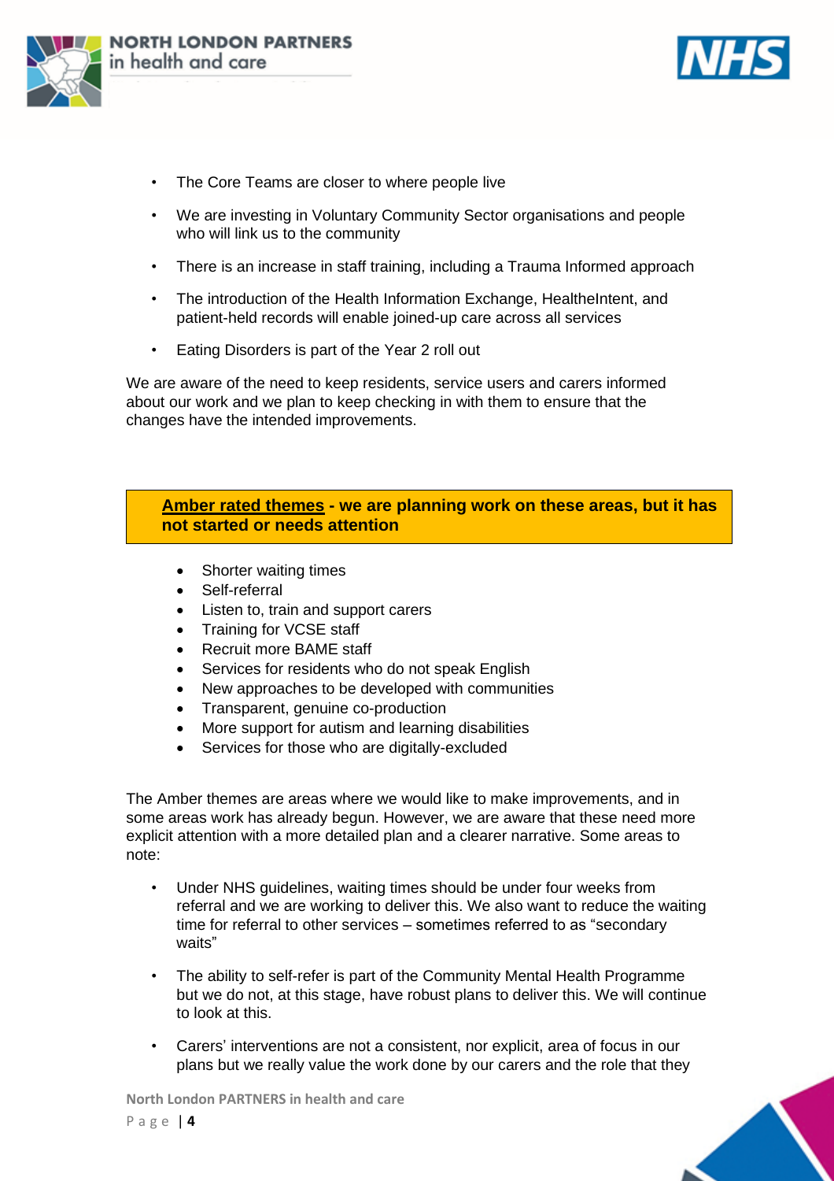- The Core Teams are closer to where people live
- We are investing in Voluntary Community Sector organisations and people who will link us to the community
- There is an increase in staff training, including a Trauma Informed approach
- The introduction of the Health Information Exchange, HealtheIntent, and patient-held records will enable joined-up care across all services
- Eating Disorders is part of the Year 2 roll out

We are aware of the need to keep residents, service users and carers informed about our work and we plan to keep checking in with them to ensure that the changes have the intended improvements.

**Amber rated themes - we are planning work on these areas, but it has not started or needs attention**

- Shorter waiting times
- Self-referral
- Listen to, train and support carers
- Training for VCSE staff
- Recruit more BAME staff
- Services for residents who do not speak English
- New approaches to be developed with communities
- Transparent, genuine co-production
- More support for autism and learning disabilities
- Services for those who are digitally-excluded

The Amber themes are areas where we would like to make improvements, and in some areas work has already begun. However, we are aware that these need more explicit attention with a more detailed plan and a clearer narrative. Some areas to note:

- Under NHS guidelines, waiting times should be under four weeks from referral and we are working to deliver this. We also want to reduce the waiting time for referral to other services – sometimes referred to as "secondary waits"
- The ability to self-refer is part of the Community Mental Health Programme but we do not, at this stage, have robust plans to deliver this. We will continue to look at this.
- Carers' interventions are not a consistent, nor explicit, area of focus in our plans but we really value the work done by our carers and the role that they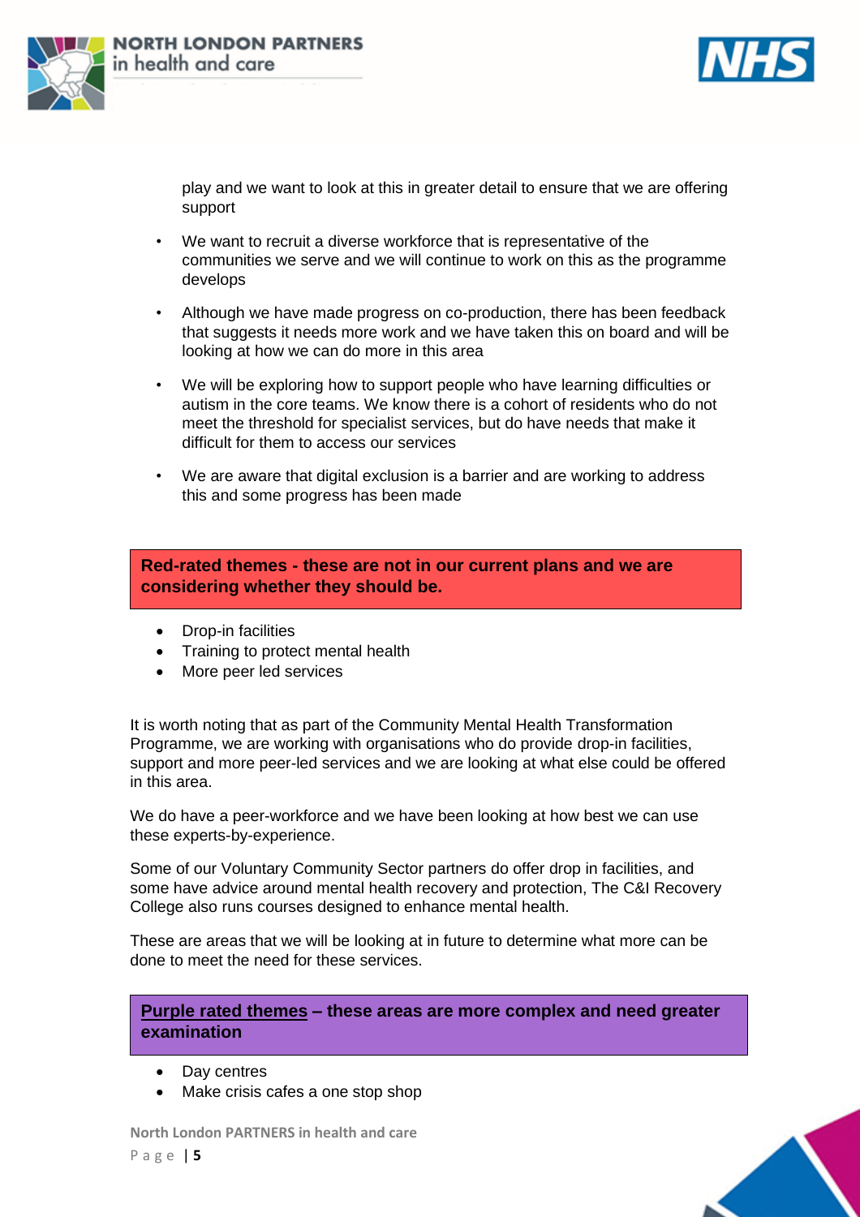play and we want to look at this in greater detail to ensure that we are offering support

- We want to recruit a diverse workforce that is representative of the communities we serve and we will continue to work on this as the programme develops
- Although we have made progress on co-production, there has been feedback that suggests it needs more work and we have taken this on board and will be looking at how we can do more in this area
- We will be exploring how to support people who have learning difficulties or autism in the core teams. We know there is a cohort of residents who do not meet the threshold for specialist services, but do have needs that make it difficult for them to access our services
- We are aware that digital exclusion is a barrier and are working to address this and some progress has been made

**Red-rated themes - these are not in our current plans and we are considering whether they should be.**

- Drop-in facilities
- Training to protect mental health
- More peer led services

It is worth noting that as part of the Community Mental Health Transformation Programme, we are working with organisations who do provide drop-in facilities, support and more peer-led services and we are looking at what else could be offered in this area.

We do have a peer-workforce and we have been looking at how best we can use these experts-by-experience.

Some of our Voluntary Community Sector partners do offer drop in facilities, and some have advice around mental health recovery and protection, The C&I Recovery College also runs courses designed to enhance mental health.

These are areas that we will be looking at in future to determine what more can be done to meet the need for these services.

**<u>Purple rated themes</u> – these areas are more complex and need greater examination**

- Day centres
- Make crisis cafes a one stop shop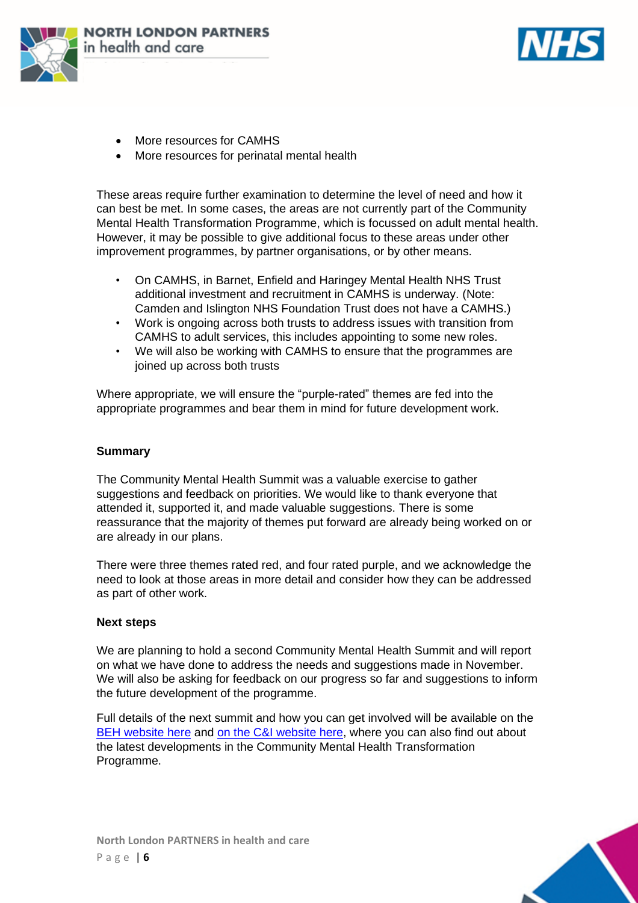- More resources for CAMHS
- More resources for perinatal mental health

These areas require further examination to determine the level of need and how it can best be met. In some cases, the areas are not currently part of the Community Mental Health Transformation Programme, which is focussed on adult mental health. However, it may be possible to give additional focus to these areas under other improvement programmes, by partner organisations, or by other means.

- On CAMHS, in Barnet, Enfield and Haringey Mental Health NHS Trust additional investment and recruitment in CAMHS is underway. (Note: Camden and Islington NHS Foundation Trust does not have a CAMHS.)
- Work is ongoing across both trusts to address issues with transition from CAMHS to adult services, this includes appointing to some new roles.
- We will also be working with CAMHS to ensure that the programmes are joined up across both trusts

Where appropriate, we will ensure the "purple-rated" themes are fed into the appropriate programmes and bear them in mind for future development work.

**Summary**

The Community Mental Health Summit was a valuable exercise to gather suggestions and feedback on priorities. We would like to thank everyone that attended it, supported it, and made valuable suggestions. There is some reassurance that the majority of themes put forward are already being worked on or are already in our plans.

There were three themes rated red, and four rated purple, and we acknowledge the need to look at those areas in more detail and consider how they can be addressed as part of other work.

**Next steps**

We are planning to hold a second Community Mental Health Summit and will report on what we have done to address the needs and suggestions made in November. We will also be asking for feedback on our progress so far and suggestions to inform the future development of the programme.

Full details of the next summit and how you can get involved will be available on the BEH website here and on the C&I website here, where you can also find out about the latest developments in the Community Mental Health Transformation Programme.